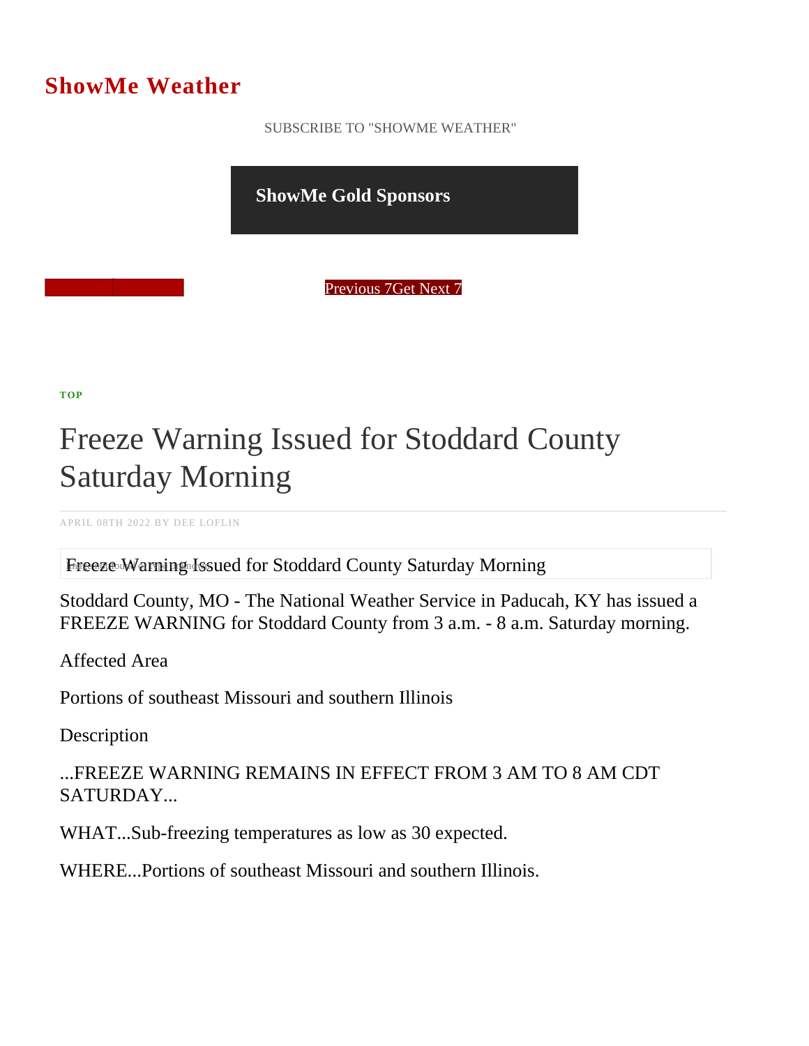# ShowMe Weather

SUBSCRIBE TO "SHOWME WEATHER"

**ShowMe Gold Sponsors**

Previous 7Get Next 7

**TOP**

## Freeze Warning Issued for Stoddard County Saturday Morning

APRIL 08TH 2022 BY DEE LOFLIN

Freeze Warning Issued for Stoddard County Saturday Morning

Stoddard County, MO - The National Weather Service in Paducah, KY has issued a FREEZE WARNING for Stoddard County from 3 a.m. - 8 a.m. Saturday morning.

Affected Area

Portions of southeast Missouri and southern Illinois

Description

...FREEZE WARNING REMAINS IN EFFECT FROM 3 AM TO 8 AM CDT SATURDAY...

WHAT...Sub-freezing temperatures as low as 30 expected.

WHERE...Portions of southeast Missouri and southern Illinois.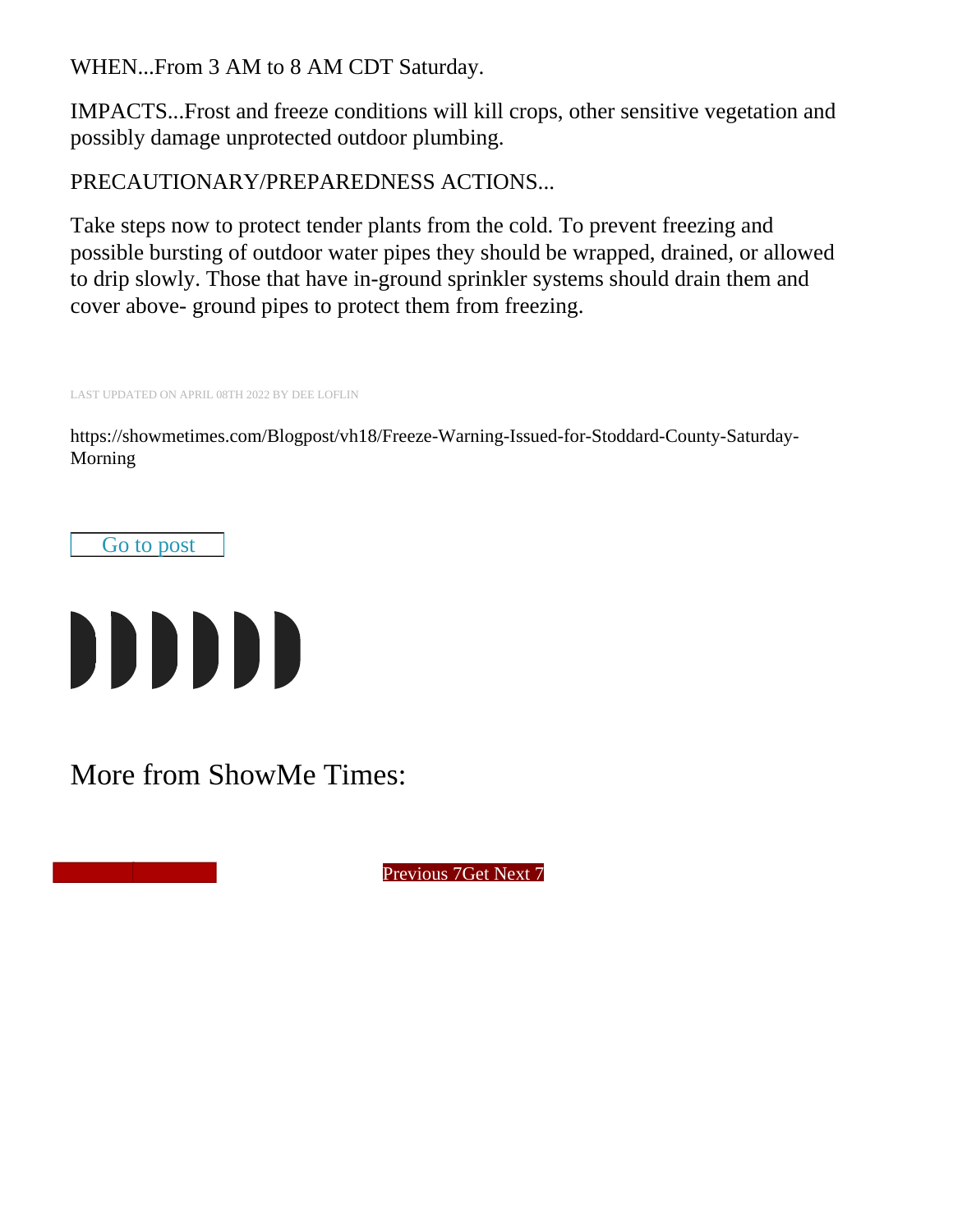WHEN...From 3 AM to 8 AM CDT Saturday.

IMPACTS...Frost and freeze conditions will kill crops, other sensitive vegetation and possibly damage unprotected outdoor plumbing.

PRECAUTIONARY/PREPAREDNESS ACTIONS...

Take steps now to protect tender plants from the cold. To prevent freezing and possible bursting of outdoor water pipes they should be wrapped, drained, or allowed to drip slowly. Those that have in-ground sprinkler systems should drain them and cover above- ground pipes to protect them from freezing.

LAST UPDATED ON APRIL 08TH 2022 BY DEE LOFLIN

https://showmetimes.com/Blogpost/vh18/Freeze-Warning-Issued-for-Stoddard-County-Saturday-Morning

Go to post

## More from ShowMe Times:

Previous 7Get Next 7